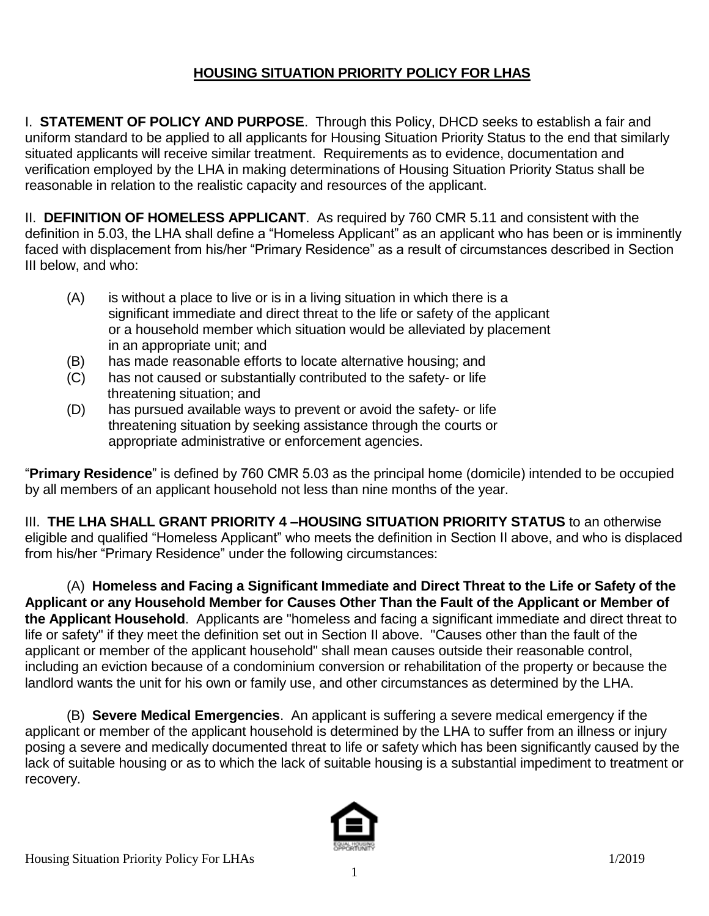# HOUSING SITUATION PRIORITY POLICY FOR LHAS

I. **STATEMENT OF POLICY AND PURPOSE**. Through this Policy, DHCD seeks to establish a fair and uniform standard to be applied to all applicants for Housing Situation Priority Status to the end that similarly situated applicants will receive similar treatment. Requirements as to evidence, documentation and verification employed by the LHA in making determinations of Housing Situation Priority Status shall be reasonable in relation to the realistic capacity and resources of the applicant.

II. **DEFINITION OF HOMELESS APPLICANT**. As required by 760 CMR 5.11 and consistent with the definition in 5.03, the LHA shall define a "Homeless Applicant" as an applicant who has been or is imminently faced with displacement from his/her "Primary Residence" as a result of circumstances described in Section III below, and who:

- (A) is without a place to live or is in a living situation in which there is a significant immediate and direct threat to the life or safety of the applicant or a household member which situation would be alleviated by placement in an appropriate unit; and
- (B) has made reasonable efforts to locate alternative housing; and
- (C) has not caused or substantially contributed to the safety- or life threatening situation; and
- (D) has pursued available ways to prevent or avoid the safety- or life threatening situation by seeking assistance through the courts or appropriate administrative or enforcement agencies.

"**Primary Residence**" is defined by 760 CMR 5.03 as the principal home (domicile) intended to be occupied by all members of an applicant household not less than nine months of the year.

III. **THE LHA SHALL GRANT PRIORITY 4 –HOUSING SITUATION PRIORITY STATUS** to an otherwise eligible and qualified "Homeless Applicant" who meets the definition in Section II above, and who is displaced from his/her "Primary Residence" under the following circumstances:

(A) **Homeless and Facing a Significant Immediate and Direct Threat to the Life or Safety of the Applicant or any Household Member for Causes Other Than the Fault of the Applicant or Member of the Applicant Household**. Applicants are "homeless and facing a significant immediate and direct threat to life or safety" if they meet the definition set out in Section II above. "Causes other than the fault of the applicant or member of the applicant household" shall mean causes outside their reasonable control, including an eviction because of a condominium conversion or rehabilitation of the property or because the landlord wants the unit for his own or family use, and other circumstances as determined by the LHA.

(B) **Severe Medical Emergencies**. An applicant is suffering a severe medical emergency if the applicant or member of the applicant household is determined by the LHA to suffer from an illness or injury posing a severe and medically documented threat to life or safety which has been significantly caused by the lack of suitable housing or as to which the lack of suitable housing is a substantial impediment to treatment or recovery.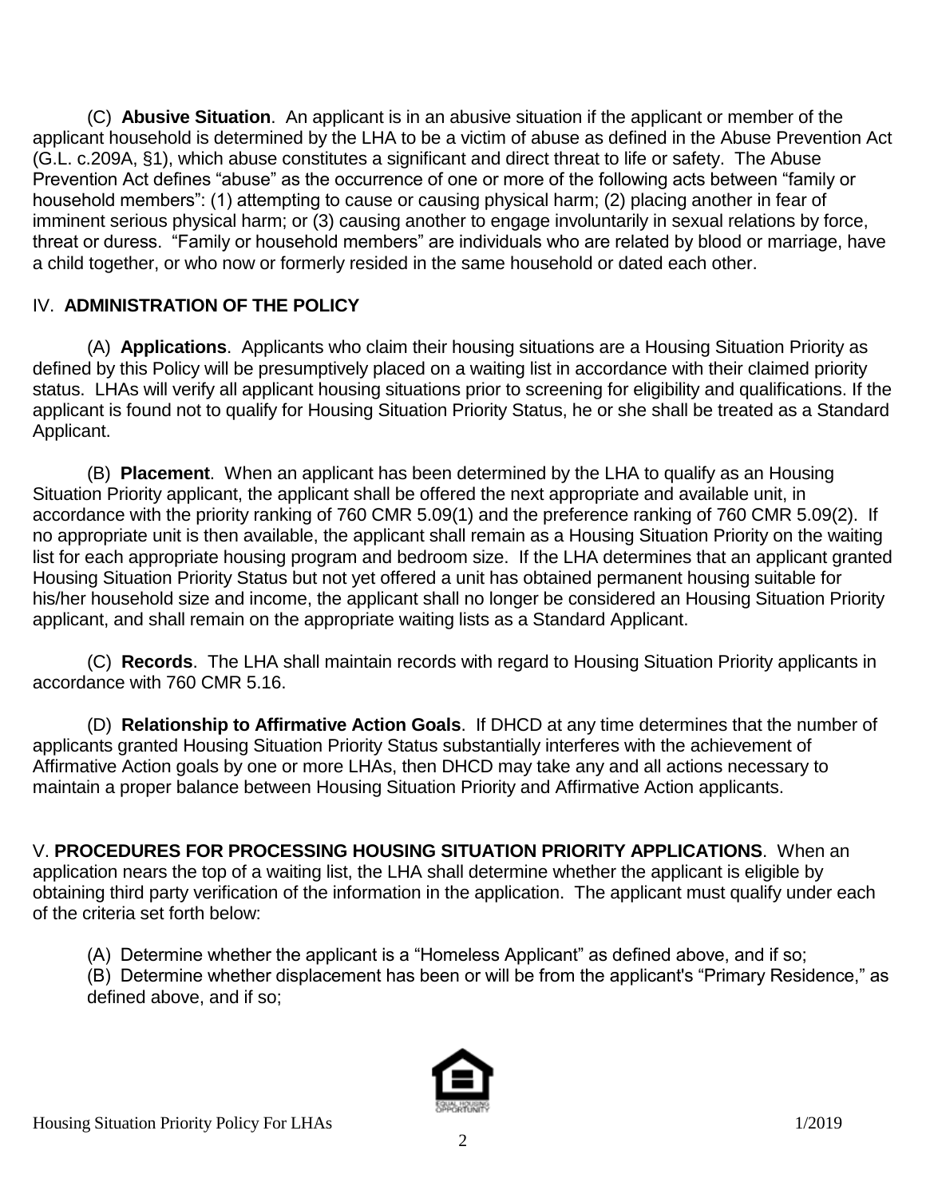(C) **Abusive Situation**. An applicant is in an abusive situation if the applicant or member of the applicant household is determined by the LHA to be a victim of abuse as defined in the Abuse Prevention Act (G.L. c.209A, §1), which abuse constitutes a significant and direct threat to life or safety. The Abuse Prevention Act defines "abuse" as the occurrence of one or more of the following acts between "family or household members": (1) attempting to cause or causing physical harm; (2) placing another in fear of imminent serious physical harm; or (3) causing another to engage involuntarily in sexual relations by force, threat or duress. "Family or household members" are individuals who are related by blood or marriage, have a child together, or who now or formerly resided in the same household or dated each other.

## IV. **ADMINISTRATION OF THE POLICY**

(A) **Applications**. Applicants who claim their housing situations are a Housing Situation Priority as defined by this Policy will be presumptively placed on a waiting list in accordance with their claimed priority status. LHAs will verify all applicant housing situations prior to screening for eligibility and qualifications. If the applicant is found not to qualify for Housing Situation Priority Status, he or she shall be treated as a Standard Applicant.

(B) **Placement**. When an applicant has been determined by the LHA to qualify as an Housing Situation Priority applicant, the applicant shall be offered the next appropriate and available unit, in accordance with the priority ranking of 760 CMR 5.09(1) and the preference ranking of 760 CMR 5.09(2). If no appropriate unit is then available, the applicant shall remain as a Housing Situation Priority on the waiting list for each appropriate housing program and bedroom size. If the LHA determines that an applicant granted Housing Situation Priority Status but not yet offered a unit has obtained permanent housing suitable for his/her household size and income, the applicant shall no longer be considered an Housing Situation Priority applicant, and shall remain on the appropriate waiting lists as a Standard Applicant.

(C) **Records**. The LHA shall maintain records with regard to Housing Situation Priority applicants in accordance with 760 CMR 5.16.

(D) **Relationship to Affirmative Action Goals**. If DHCD at any time determines that the number of applicants granted Housing Situation Priority Status substantially interferes with the achievement of Affirmative Action goals by one or more LHAs, then DHCD may take any and all actions necessary to maintain a proper balance between Housing Situation Priority and Affirmative Action applicants.

## V. **PROCEDURES FOR PROCESSING HOUSING SITUATION PRIORITY APPLICATIONS**.

When an application nears the top of a waiting list, the LHA shall determine whether the applicant is eligible by obtaining third party verification of the information in the application. The applicant must qualify under each of the criteria set forth below:

(A) Determine whether the applicant is a "Homeless Applicant" as defined above, and if so;

(B) Determine whether displacement has been or will be from the applicant's "Primary Residence," as defined above, and if so;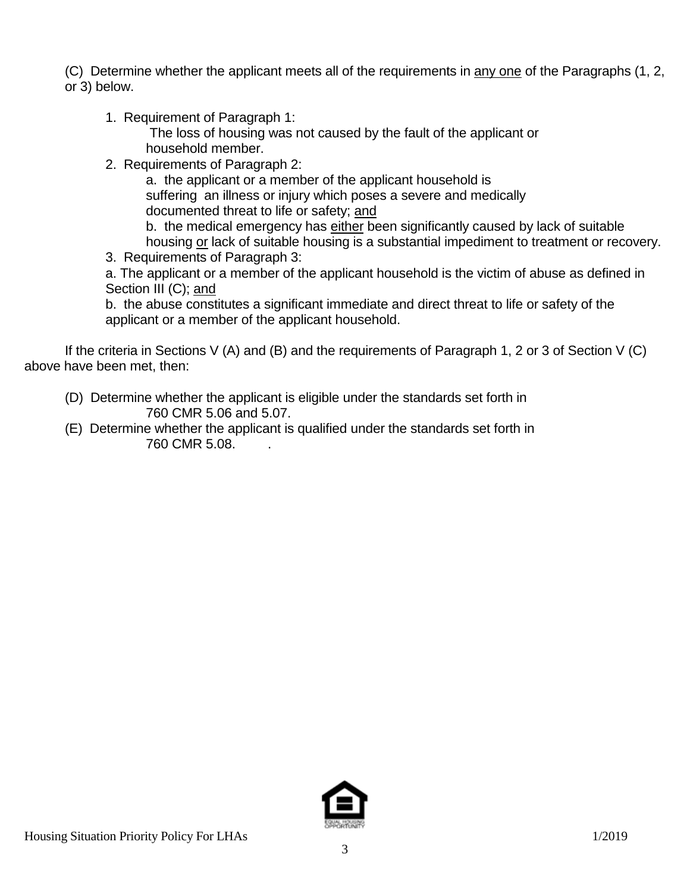(C) Determine whether the applicant meets all of the requirements in <u>any one</u> of the Paragraphs (1, 2, or 3) below.

1. Requirement of Paragraph 1:
   The loss of housing was not caused by the fault of the applicant or household member.
2. Requirements of Paragraph 2:
   a. the applicant or a member of the applicant household is suffering an illness or injury which poses a severe and medically documented threat to life or safety; <u>and</u>
   b. the medical emergency has <u>either</u> been significantly caused by lack of suitable housing <u>or</u> lack of suitable housing is a substantial impediment to treatment or recovery.
3. Requirements of Paragraph 3:
   a. The applicant or a member of the applicant household is the victim of abuse as defined in Section III (C); <u>and</u>
   b. the abuse constitutes a significant immediate and direct threat to life or safety of the applicant or a member of the applicant household.

If the criteria in Sections V (A) and (B) and the requirements of Paragraph 1, 2 or 3 of Section V (C) above have been met, then:

(D) Determine whether the applicant is eligible under the standards set forth in 760 CMR 5.06 and 5.07.

(E) Determine whether the applicant is qualified under the standards set forth in 760 CMR 5.08.